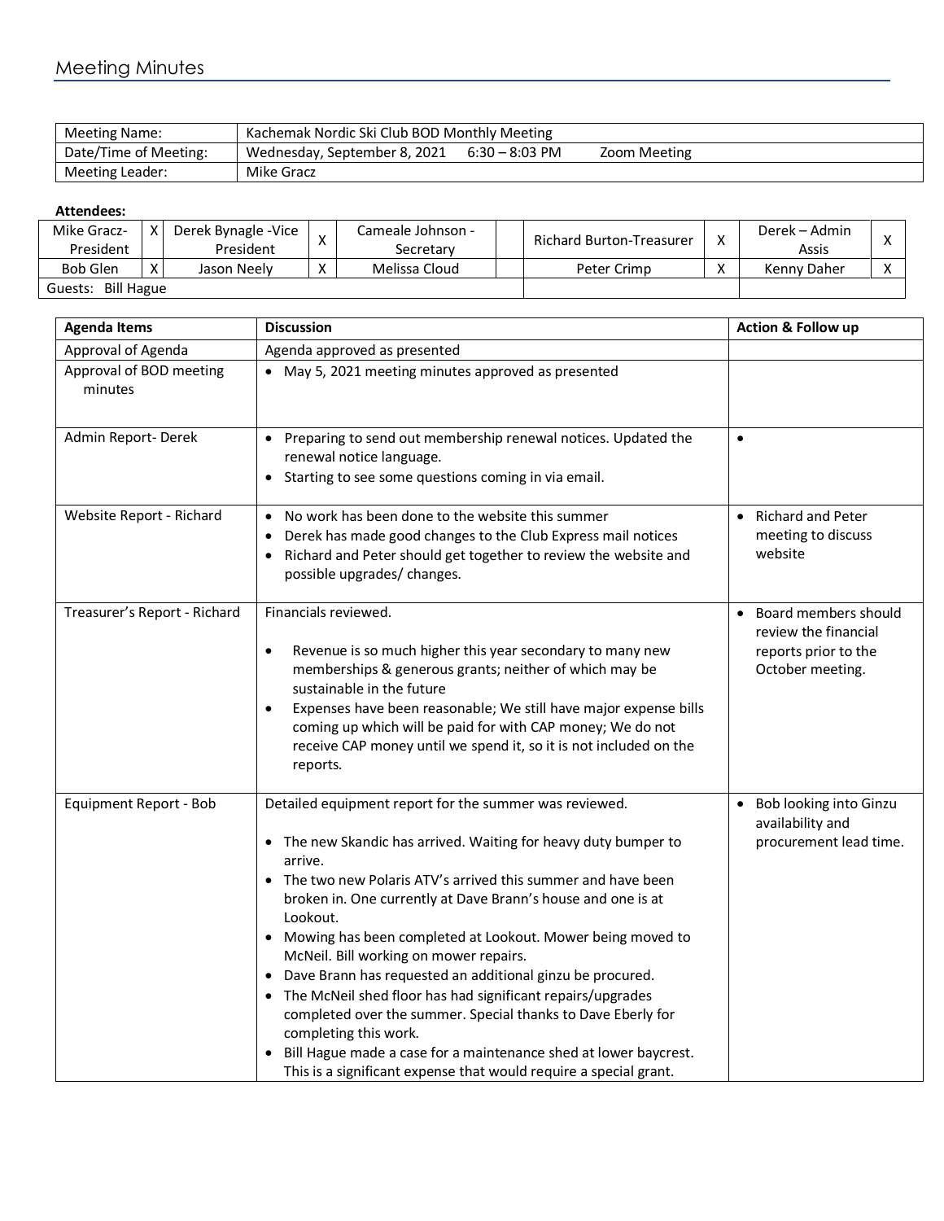## Meeting Minutes

| Meeting Name: | Kachemak Nordic Ski Club BOD Monthly Meeting |
|---|---|
| Date/Time of Meeting: | Wednesday, September 8, 2021 6:30 – 8:03 PM Zoom Meeting |
| Meeting Leader: | Mike Gracz |

**Attendees:**

| Mike Gracz-President | X | Derek Bynagle -Vice President | X | Cameale Johnson - Secretary | | Richard Burton-Treasurer | X | Derek – Admin Assis | X |
|---|---|---|---|---|---|---|---|---|---|
| Bob Glen | X | Jason Neely | X | Melissa Cloud | | Peter Crimp | X | Kenny Daher | X |
| Guests: Bill Hague | | | | | | | | | |

| Agenda Items | Discussion | Action & Follow up |
|---|---|---|
| Approval of Agenda | Agenda approved as presented | |
| Approval of BOD meeting minutes | • May 5, 2021 meeting minutes approved as presented | |
| Admin Report- Derek | • Preparing to send out membership renewal notices. Updated the renewal notice language.<br>• Starting to see some questions coming in via email. | • |
| Website Report - Richard | • No work has been done to the website this summer<br>• Derek has made good changes to the Club Express mail notices<br>• Richard and Peter should get together to review the website and possible upgrades/ changes. | • Richard and Peter meeting to discuss website |
| Treasurer's Report - Richard | Financials reviewed.<br>• Revenue is so much higher this year secondary to many new memberships & generous grants; neither of which may be sustainable in the future<br>• Expenses have been reasonable; We still have major expense bills coming up which will be paid for with CAP money; We do not receive CAP money until we spend it, so it is not included on the reports. | • Board members should review the financial reports prior to the October meeting. |
| Equipment Report - Bob | Detailed equipment report for the summer was reviewed.<br>• The new Skandic has arrived. Waiting for heavy duty bumper to arrive.<br>• The two new Polaris ATV's arrived this summer and have been broken in. One currently at Dave Brann's house and one is at Lookout.<br>• Mowing has been completed at Lookout. Mower being moved to McNeil. Bill working on mower repairs.<br>• Dave Brann has requested an additional ginzu be procured.<br>• The McNeil shed floor has had significant repairs/upgrades completed over the summer. Special thanks to Dave Eberly for completing this work.<br>• Bill Hague made a case for a maintenance shed at lower baycrest. This is a significant expense that would require a special grant. | • Bob looking into Ginzu availability and procurement lead time. |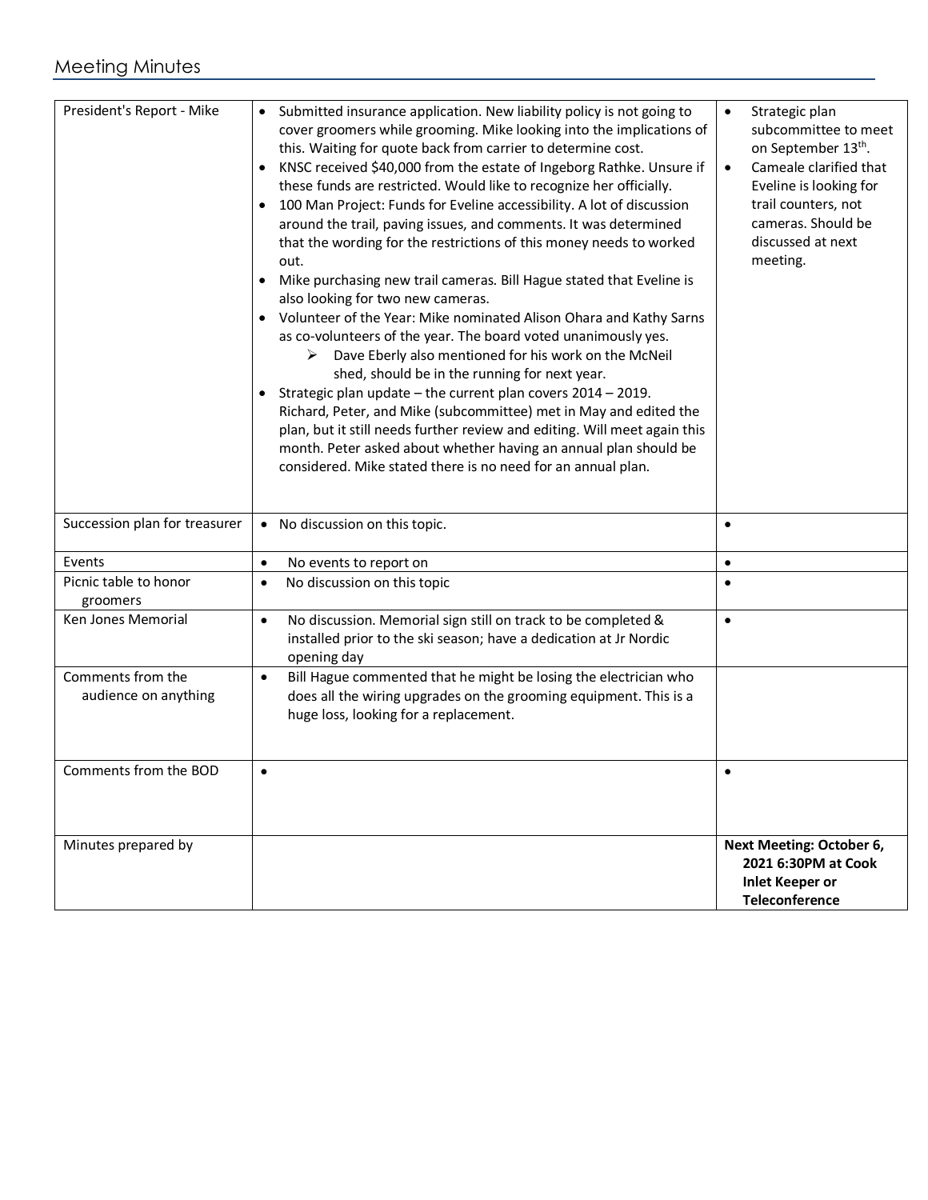## Meeting Minutes

| | | |
|---|---|---|
| President's Report - Mike | • Submitted insurance application. New liability policy is not going to cover groomers while grooming. Mike looking into the implications of this. Waiting for quote back from carrier to determine cost.<br>• KNSC received $40,000 from the estate of Ingeborg Rathke. Unsure if these funds are restricted. Would like to recognize her officially.<br>• 100 Man Project: Funds for Eveline accessibility. A lot of discussion around the trail, paving issues, and comments. It was determined that the wording for the restrictions of this money needs to worked out.<br>• Mike purchasing new trail cameras. Bill Hague stated that Eveline is also looking for two new cameras.<br>• Volunteer of the Year: Mike nominated Alison Ohara and Kathy Sarns as co-volunteers of the year. The board voted unanimously yes.<br>➢ Dave Eberly also mentioned for his work on the McNeil shed, should be in the running for next year.<br>• Strategic plan update – the current plan covers 2014 – 2019. Richard, Peter, and Mike (subcommittee) met in May and edited the plan, but it still needs further review and editing. Will meet again this month. Peter asked about whether having an annual plan should be considered. Mike stated there is no need for an annual plan. | • Strategic plan subcommittee to meet on September 13th.<br>• Cameale clarified that Eveline is looking for trail counters, not cameras. Should be discussed at next meeting. |
| Succession plan for treasurer | • No discussion on this topic. | • |
| Events | • No events to report on | • |
| Picnic table to honor groomers | • No discussion on this topic | • |
| Ken Jones Memorial | • No discussion. Memorial sign still on track to be completed & installed prior to the ski season; have a dedication at Jr Nordic opening day | • |
| Comments from the audience on anything | • Bill Hague commented that he might be losing the electrician who does all the wiring upgrades on the grooming equipment. This is a huge loss, looking for a replacement. | |
| Comments from the BOD | • | • |
| Minutes prepared by | | **Next Meeting: October 6, 2021 6:30PM at Cook Inlet Keeper or Teleconference** |